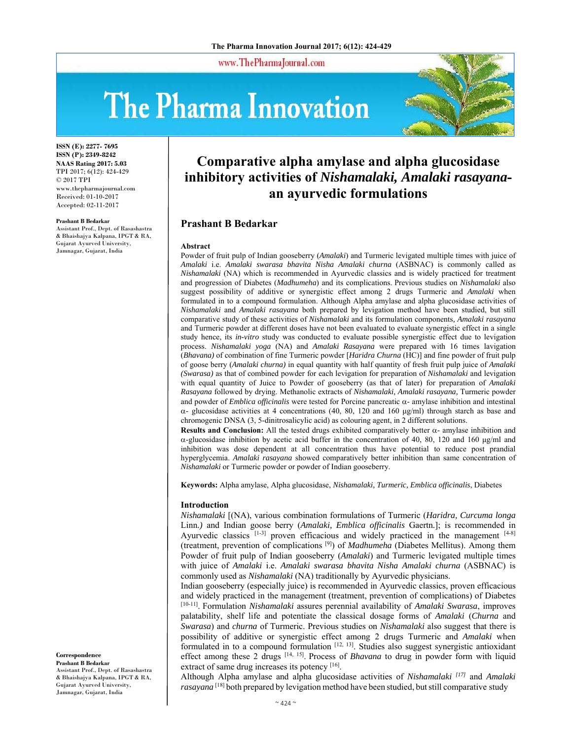# Comparative alpha amylase and alpha glucosidase inhibitory activities of *Nishamalaki, Amalaki rasayana*- an ayurvedic formulations

**Prashant B Bedarkar**

ISSN (E): 2277- 7695
ISSN (P): 2349-8242
NAAS Rating 2017: 5.03
TPI 2017; 6(12): 424-429
© 2017 TPI
www.thepharmajournal.com
Received: 01-10-2017
Accepted: 02-11-2017

**Prashant B Bedarkar**
Assistant Prof., Dept. of Rasashastra & Bhaishajya Kalpana, IPGT & RA, Gujarat Ayurved University, Jamnagar, Gujarat, India

**Correspondence**
**Prashant B Bedarkar**
Assistant Prof., Dept. of Rasashastra & Bhaishajya Kalpana, IPGT & RA, Gujarat Ayurved University, Jamnagar, Gujarat, India

## Abstract

Powder of fruit pulp of Indian gooseberry (*Amalaki*) and Turmeric levigated multiple times with juice of *Amalaki* i.e. *Amalaki swarasa bhavita Nisha Amalaki churna* (ASBNAC) is commonly called as *Nishamalaki* (NA) which is recommended in Ayurvedic classics and is widely practiced for treatment and progression of Diabetes (*Madhumeha*) and its complications. Previous studies on *Nishamalaki* also suggest possibility of additive or synergistic effect among 2 drugs Turmeric and *Amalaki* when formulated in to a compound formulation. Although Alpha amylase and alpha glucosidase activities of *Nishamalaki* and *Amalaki rasayana* both prepared by levigation method have been studied, but still comparative study of these activities of *Nishamalaki* and its formulation components, *Amalaki rasayana* and Turmeric powder at different doses have not been evaluated to evaluate synergistic effect in a single study hence, its *in-vitro* study was conducted to evaluate possible synergistic effect due to levigation process. *Nishamalaki yoga* (NA) and *Amalaki Rasayana* were prepared with 16 times levigation (*Bhavana)* of combination of fine Turmeric powder [*Haridra Churna* (HC)] and fine powder of fruit pulp of goose berry (*Amalaki churna)* in equal quantity with half quantity of fresh fruit pulp juice of *Amalaki (Swarasa)* as that of combined powder for each levigation for preparation of *Nishamalaki* and levigation with equal quantity of Juice to Powder of gooseberry (as that of later) for preparation of *Amalaki Rasayana* followed by drying. Methanolic extracts of *Nishamalaki, Amalaki rasayana,* Turmeric powder and powder of *Emblica officinalis* were tested for Porcine pancreatic α- amylase inhibition and intestinal α- glucosidase activities at 4 concentrations (40, 80, 120 and 160 µg/ml) through starch as base and chromogenic DNSA (3, 5-dinitrosalicylic acid) as colouring agent, in 2 different solutions.

**Results and Conclusion:** All the tested drugs exhibited comparatively better α- amylase inhibition and α-glucosidase inhibition by acetic acid buffer in the concentration of 40, 80, 120 and 160 µg/ml and inhibition was dose dependent at all concentration thus have potential to reduce post prandial hyperglycemia. *Amalaki rasayana* showed comparatively better inhibition than same concentration of *Nishamalaki* or Turmeric powder or powder of Indian gooseberry.

**Keywords:** Alpha amylase, Alpha glucosidase, *Nishamalaki, Turmeric, Emblica officinalis*, Diabetes

## Introduction

*Nishamalaki* [(NA), various combination formulations of Turmeric (*Haridra, Curcuma longa* Linn.*)* and Indian goose berry (*Amalaki, Emblica officinalis* Gaertn.]; is recommended in Ayurvedic classics [1-3] proven efficacious and widely practiced in the management [4-8] (treatment, prevention of complications [9]) of *Madhumeha* (Diabetes Mellitus). Among them Powder of fruit pulp of Indian gooseberry (*Amalaki*) and Turmeric levigated multiple times with juice of *Amalaki* i.e. *Amalaki swarasa bhavita Nisha Amalaki churna* (ASBNAC) is commonly used as *Nishamalaki* (NA) traditionally by Ayurvedic physicians.

Indian gooseberry (especially juice) is recommended in Ayurvedic classics, proven efficacious and widely practiced in the management (treatment, prevention of complications) of Diabetes [10-11]. Formulation *Nishamalaki* assures perennial availability of *Amalaki Swarasa*, improves palatability, shelf life and potentiate the classical dosage forms of *Amalaki* (*Churna* and *Swarasa*) and *churna* of Turmeric. Previous studies on *Nishamalaki* also suggest that there is possibility of additive or synergistic effect among 2 drugs Turmeric and *Amalaki* when formulated in to a compound formulation [12, 13]. Studies also suggest synergistic antioxidant effect among these 2 drugs [14, 15]. Process of *Bhavana* to drug in powder form with liquid extract of same drug increases its potency [16].

Although Alpha amylase and alpha glucosidase activities of *Nishamalaki* [17] and *Amalaki rasayana* [18] both prepared by levigation method have been studied, but still comparative study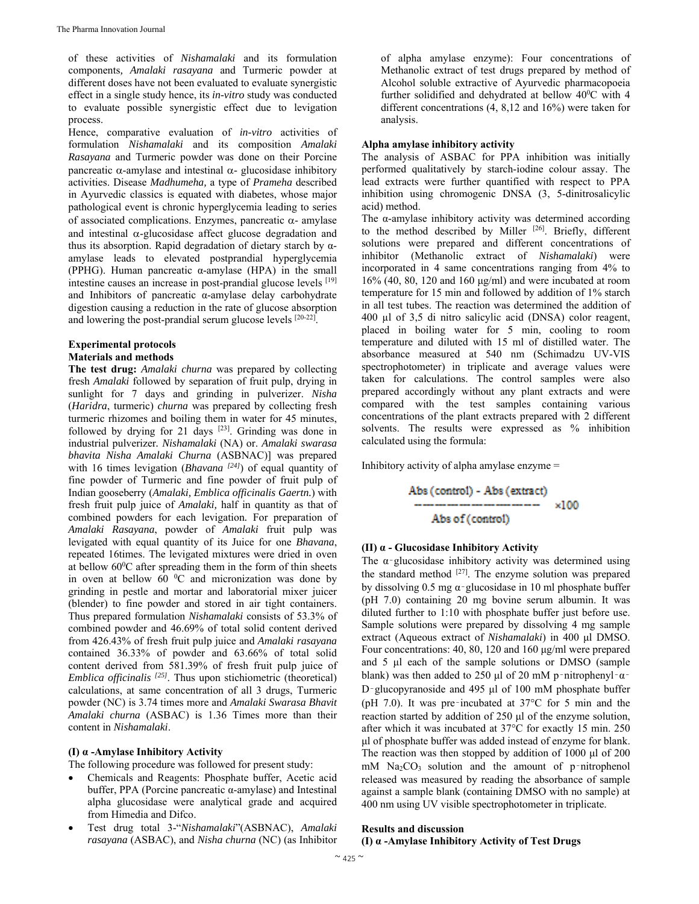of these activities of *Nishamalaki* and its formulation components*, Amalaki rasayana* and Turmeric powder at different doses have not been evaluated to evaluate synergistic effect in a single study hence, its *in-vitro* study was conducted to evaluate possible synergistic effect due to levigation process.

Hence, comparative evaluation of *in-vitro* activities of formulation *Nishamalaki* and its composition *Amalaki Rasayana* and Turmeric powder was done on their Porcine pancreatic α-amylase and intestinal α- glucosidase inhibitory activities. Disease *Madhumeha,* a type of *Prameha* described in Ayurvedic classics is equated with diabetes, whose major pathological event is chronic hyperglycemia leading to series of associated complications. Enzymes, pancreatic α- amylase and intestinal α-glucosidase affect glucose degradation and thus its absorption. Rapid degradation of dietary starch by α-amylase leads to elevated postprandial hyperglycemia (PPHG). Human pancreatic α-amylase (HPA) in the small intestine causes an increase in post-prandial glucose levels [19] and Inhibitors of pancreatic α-amylase delay carbohydrate digestion causing a reduction in the rate of glucose absorption and lowering the post-prandial serum glucose levels [20-22].

## Experimental protocols

### Materials and methods

**The test drug:** *Amalaki churna* was prepared by collecting fresh *Amalaki* followed by separation of fruit pulp, drying in sunlight for 7 days and grinding in pulverizer. *Nisha* (*Haridra*, turmeric) *churna* was prepared by collecting fresh turmeric rhizomes and boiling them in water for 45 minutes, followed by drying for 21 days [23]. Grinding was done in industrial pulverizer. *Nishamalaki* (NA) or. *Amalaki swarasa bhavita Nisha Amalaki Churna* (ASBNAC)] was prepared with 16 times levigation (*Bhavana* [24]) of equal quantity of fine powder of Turmeric and fine powder of fruit pulp of Indian gooseberry (*Amalaki, Emblica officinalis Gaertn.*) with fresh fruit pulp juice of *Amalaki,* half in quantity as that of combined powders for each levigation*.* For preparation of *Amalaki Rasayana*, powder of *Amalaki* fruit pulp was levigated with equal quantity of its Juice for one *Bhavana*, repeated 16times. The levigated mixtures were dried in oven at bellow 60$^0$C after spreading them in the form of thin sheets in oven at bellow 60 $^0$C and micronization was done by grinding in pestle and mortar and laboratorial mixer juicer (blender) to fine powder and stored in air tight containers. Thus prepared formulation *Nishamalaki* consists of 53.3% of combined powder and 46.69% of total solid content derived from 426.43% of fresh fruit pulp juice and *Amalaki rasayana* contained 36.33% of powder and 63.66% of total solid content derived from 581.39% of fresh fruit pulp juice of *Emblica officinalis* [25]. Thus upon stichiometric (theoretical) calculations, at same concentration of all 3 drugs, Turmeric powder (NC) is 3.74 times more and *Amalaki Swarasa Bhavit Amalaki churna* (ASBAC) is 1.36 Times more than their content in *Nishamalaki*.

### (I) α -Amylase Inhibitory Activity

The following procedure was followed for present study:

- Chemicals and Reagents: Phosphate buffer, Acetic acid buffer, PPA (Porcine pancreatic α-amylase) and Intestinal alpha glucosidase were analytical grade and acquired from Himedia and Difco.
- Test drug total 3-"*Nishamalaki*"(ASBNAC), *Amalaki rasayana* (ASBAC), and *Nisha churna* (NC) (as Inhibitor of alpha amylase enzyme): Four concentrations of Methanolic extract of test drugs prepared by method of Alcohol soluble extractive of Ayurvedic pharmacopoeia further solidified and dehydrated at bellow 40$^0$C with 4 different concentrations (4, 8,12 and 16%) were taken for analysis.

### Alpha amylase inhibitory activity

The analysis of ASBAC for PPA inhibition was initially performed qualitatively by starch-iodine colour assay. The lead extracts were further quantified with respect to PPA inhibition using chromogenic DNSA (3, 5-dinitrosalicylic acid) method.

The α-amylase inhibitory activity was determined according to the method described by Miller [26]. Briefly, different solutions were prepared and different concentrations of inhibitor (Methanolic extract of *Nishamalaki*) were incorporated in 4 same concentrations ranging from 4% to 16% (40, 80, 120 and 160 μg/ml) and were incubated at room temperature for 15 min and followed by addition of 1% starch in all test tubes. The reaction was determined the addition of 400 µl of 3,5 di nitro salicylic acid (DNSA) color reagent, placed in boiling water for 5 min, cooling to room temperature and diluted with 15 ml of distilled water. The absorbance measured at 540 nm (Schimadzu UV-VIS spectrophotometer) in triplicate and average values were taken for calculations. The control samples were also prepared accordingly without any plant extracts and were compared with the test samples containing various concentrations of the plant extracts prepared with 2 different solvents. The results were expressed as % inhibition calculated using the formula:

Inhibitory activity of alpha amylase enzyme =

$$\frac{\text{Abs (control) - Abs (extract)}}{\text{Abs of (control)}} \times 100$$

### (II) α - Glucosidase Inhibitory Activity

The α‑glucosidase inhibitory activity was determined using the standard method [27]. The enzyme solution was prepared by dissolving 0.5 mg α‑glucosidase in 10 ml phosphate buffer (pH 7.0) containing 20 mg bovine serum albumin. It was diluted further to 1:10 with phosphate buffer just before use. Sample solutions were prepared by dissolving 4 mg sample extract (Aqueous extract of *Nishamalaki*) in 400 µl DMSO. Four concentrations: 40, 80, 120 and 160 μg/ml were prepared and 5 µl each of the sample solutions or DMSO (sample blank) was then added to 250 µl of 20 mM p‑nitrophenyl‑α‑D‑glucopyranoside and 495 µl of 100 mM phosphate buffer (pH 7.0). It was pre‑incubated at 37°C for 5 min and the reaction started by addition of 250 µl of the enzyme solution, after which it was incubated at 37°C for exactly 15 min. 250 µl of phosphate buffer was added instead of enzyme for blank. The reaction was then stopped by addition of 1000 µl of 200 mM $Na_2CO_3$ solution and the amount of p‑nitrophenol released was measured by reading the absorbance of sample against a sample blank (containing DMSO with no sample) at 400 nm using UV visible spectrophotometer in triplicate.

## Results and discussion

### (I) α -Amylase Inhibitory Activity of Test Drugs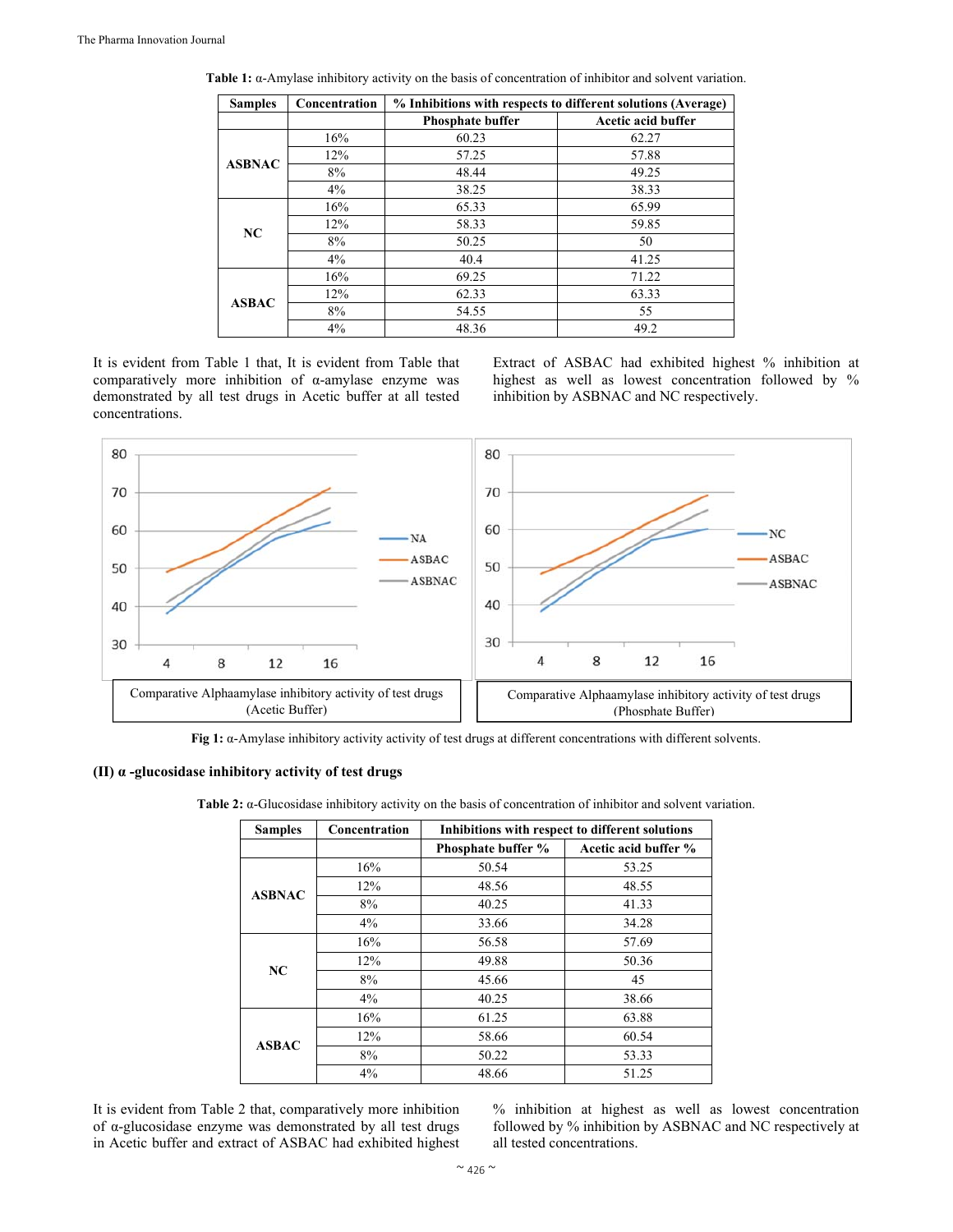**Table 1:** α-Amylase inhibitory activity on the basis of concentration of inhibitor and solvent variation.

| Samples | Concentration | % Inhibitions with respects to different solutions (Average) | |
|---|---|---|---|
| | | Phosphate buffer | Acetic acid buffer |
| ASBNAC | 16% | 60.23 | 62.27 |
| | 12% | 57.25 | 57.88 |
| | 8% | 48.44 | 49.25 |
| | 4% | 38.25 | 38.33 |
| NC | 16% | 65.33 | 65.99 |
| | 12% | 58.33 | 59.85 |
| | 8% | 50.25 | 50 |
| | 4% | 40.4 | 41.25 |
| ASBAC | 16% | 69.25 | 71.22 |
| | 12% | 62.33 | 63.33 |
| | 8% | 54.55 | 55 |
| | 4% | 48.36 | 49.2 |

It is evident from Table 1 that, It is evident from Table that comparatively more inhibition of α-amylase enzyme was demonstrated by all test drugs in Acetic buffer at all tested concentrations. Extract of ASBAC had exhibited highest % inhibition at highest as well as lowest concentration followed by % inhibition by ASBNAC and NC respectively.

80
70
60
50
40
30
4 8 12 16
NA
ASBAC
ASBNAC

Comparative Alphaamylase inhibitory activity of test drugs (Acetic Buffer)

80
70
60
50
40
30
4 8 12 16
NC
ASBAC
ASBNAC

Comparative Alphaamylase inhibitory activity of test drugs (Phosphate Buffer)

**Fig 1:** α-Amylase inhibitory activity activity of test drugs at different concentrations with different solvents.

### (II) α -glucosidase inhibitory activity of test drugs

**Table 2:** α-Glucosidase inhibitory activity on the basis of concentration of inhibitor and solvent variation.

| Samples | Concentration | Inhibitions with respect to different solutions | |
|---|---|---|---|
| | | Phosphate buffer % | Acetic acid buffer % |
| ASBNAC | 16% | 50.54 | 53.25 |
| | 12% | 48.56 | 48.55 |
| | 8% | 40.25 | 41.33 |
| | 4% | 33.66 | 34.28 |
| NC | 16% | 56.58 | 57.69 |
| | 12% | 49.88 | 50.36 |
| | 8% | 45.66 | 45 |
| | 4% | 40.25 | 38.66 |
| ASBAC | 16% | 61.25 | 63.88 |
| | 12% | 58.66 | 60.54 |
| | 8% | 50.22 | 53.33 |
| | 4% | 48.66 | 51.25 |

It is evident from Table 2 that, comparatively more inhibition of α-glucosidase enzyme was demonstrated by all test drugs in Acetic buffer and extract of ASBAC had exhibited highest % inhibition at highest as well as lowest concentration followed by % inhibition by ASBNAC and NC respectively at all tested concentrations.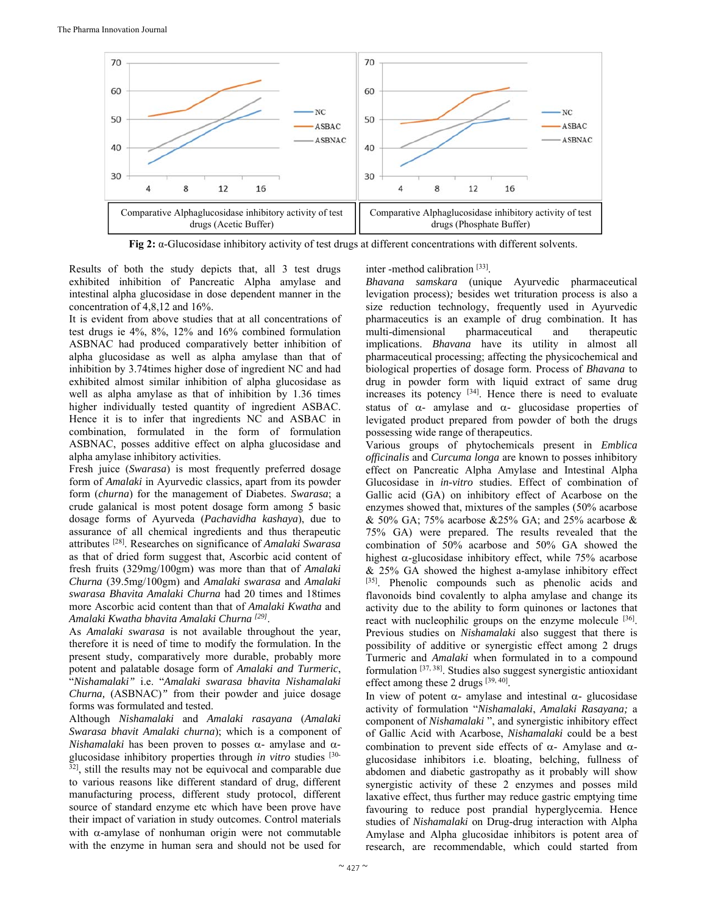70
60
50
40
30
4 8 12 16
NC
ASBAC
ASBNAC

Comparative Alphaglucosidase inhibitory activity of test drugs (Acetic Buffer)

70
60
50
40
30
4 8 12 16
NC
ASBAC
ASBNAC

Comparative Alphaglucosidase inhibitory activity of test drugs (Phosphate Buffer)

**Fig 2:** α-Glucosidase inhibitory activity of test drugs at different concentrations with different solvents.

Results of both the study depicts that, all 3 test drugs exhibited inhibition of Pancreatic Alpha amylase and intestinal alpha glucosidase in dose dependent manner in the concentration of 4,8,12 and 16%.

It is evident from above studies that at all concentrations of test drugs ie 4%, 8%, 12% and 16% combined formulation ASBNAC had produced comparatively better inhibition of alpha glucosidase as well as alpha amylase than that of inhibition by 3.74times higher dose of ingredient NC and had exhibited almost similar inhibition of alpha glucosidase as well as alpha amylase as that of inhibition by 1.36 times higher individually tested quantity of ingredient ASBAC. Hence it is to infer that ingredients NC and ASBAC in combination, formulated in the form of formulation ASBNAC, posses additive effect on alpha glucosidase and alpha amylase inhibitory activities.

Fresh juice (*Swarasa*) is most frequently preferred dosage form of *Amalaki* in Ayurvedic classics, apart from its powder form (*churna*) for the management of Diabetes. *Swarasa*; a crude galanical is most potent dosage form among 5 basic dosage forms of Ayurveda (*Pachavidha kashaya*), due to assurance of all chemical ingredients and thus therapeutic attributes [28]. Researches on significance of *Amalaki Swarasa* as that of dried form suggest that, Ascorbic acid content of fresh fruits (329mg/100gm) was more than that of *Amalaki Churna* (39.5mg/100gm) and *Amalaki swarasa* and *Amalaki swarasa Bhavita Amalaki Churna* had 20 times and 18times more Ascorbic acid content than that of *Amalaki Kwatha* and *Amalaki Kwatha bhavita Amalaki Churna* [29].

As *Amalaki swarasa* is not available throughout the year, therefore it is need of time to modify the formulation. In the present study, comparatively more durable, probably more potent and palatable dosage form of *Amalaki and Turmeric*, "*Nishamalaki*" i.e. "*Amalaki swarasa bhavita Nishamalaki Churna,* (ASBNAC)" from their powder and juice dosage forms was formulated and tested.

Although *Nishamalaki* and *Amalaki rasayana* (*Amalaki Swarasa bhavit Amalaki churna*); which is a component of *Nishamalaki* has been proven to posses α- amylase and α-glucosidase inhibitory properties through *in vitro* studies [30-32], still the results may not be equivocal and comparable due to various reasons like different standard of drug, different manufacturing process, different study protocol, different source of standard enzyme etc which have been prove have their impact of variation in study outcomes. Control materials with α-amylase of nonhuman origin were not commutable with the enzyme in human sera and should not be used for inter -method calibration [33].

*Bhavana samskara* (unique Ayurvedic pharmaceutical levigation process)*;* besides wet trituration process is also a size reduction technology, frequently used in Ayurvedic pharmaceutics is an example of drug combination. It has multi-dimensional pharmaceutical and therapeutic implications. *Bhavana* have its utility in almost all pharmaceutical processing; affecting the physicochemical and biological properties of dosage form. Process of *Bhavana* to drug in powder form with liquid extract of same drug increases its potency [34]. Hence there is need to evaluate status of α- amylase and α- glucosidase properties of levigated product prepared from powder of both the drugs possessing wide range of therapeutics.

Various groups of phytochemicals present in *Emblica officinalis* and *Curcuma longa* are known to posses inhibitory effect on Pancreatic Alpha Amylase and Intestinal Alpha Glucosidase in *in-vitro* studies. Effect of combination of Gallic acid (GA) on inhibitory effect of Acarbose on the enzymes showed that, mixtures of the samples (50% acarbose & 50% GA; 75% acarbose &25% GA; and 25% acarbose & 75% GA) were prepared. The results revealed that the combination of 50% acarbose and 50% GA showed the highest α-glucosidase inhibitory effect, while 75% acarbose & 25% GA showed the highest a-amylase inhibitory effect [35]. Phenolic compounds such as phenolic acids and flavonoids bind covalently to alpha amylase and change its activity due to the ability to form quinones or lactones that react with nucleophilic groups on the enzyme molecule [36]. Previous studies on *Nishamalaki* also suggest that there is possibility of additive or synergistic effect among 2 drugs Turmeric and *Amalaki* when formulated in to a compound formulation [37, 38]. Studies also suggest synergistic antioxidant effect among these 2 drugs [39, 40].

In view of potent α- amylase and intestinal α- glucosidase activity of formulation "*Nishamalaki*, *Amalaki Rasayana;* a component of *Nishamalaki* ", and synergistic inhibitory effect of Gallic Acid with Acarbose, *Nishamalaki* could be a best combination to prevent side effects of α- Amylase and α-glucosidase inhibitors i.e. bloating, belching, fullness of abdomen and diabetic gastropathy as it probably will show synergistic activity of these 2 enzymes and posses mild laxative effect, thus further may reduce gastric emptying time favouring to reduce post prandial hyperglycemia. Hence studies of *Nishamalaki* on Drug-drug interaction with Alpha Amylase and Alpha glucosidae inhibitors is potent area of research, are recommendable, which could started from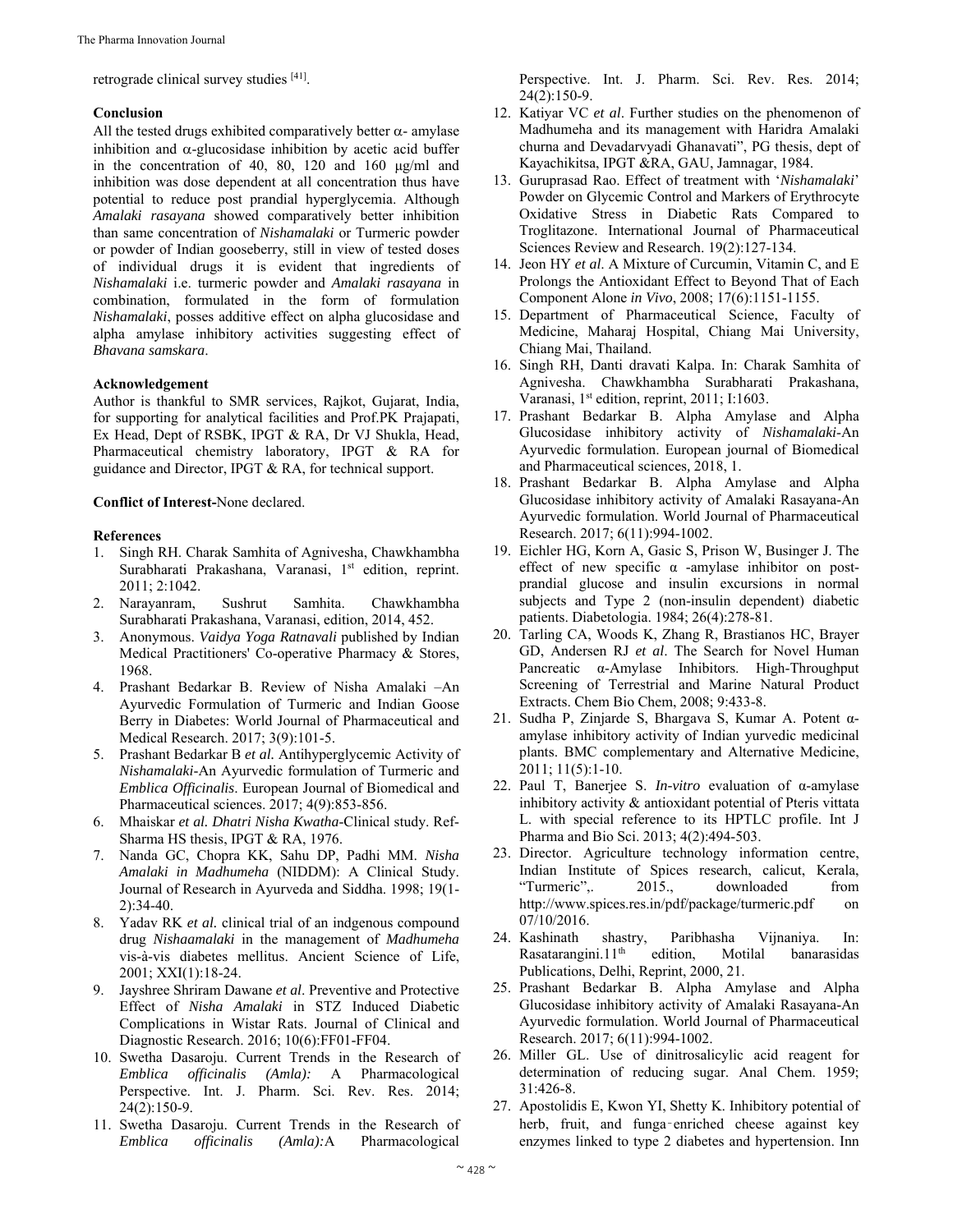retrograde clinical survey studies [41].

## Conclusion

All the tested drugs exhibited comparatively better α- amylase inhibition and α-glucosidase inhibition by acetic acid buffer in the concentration of 40, 80, 120 and 160 μg/ml and inhibition was dose dependent at all concentration thus have potential to reduce post prandial hyperglycemia. Although *Amalaki rasayana* showed comparatively better inhibition than same concentration of *Nishamalaki* or Turmeric powder or powder of Indian gooseberry, still in view of tested doses of individual drugs it is evident that ingredients of *Nishamalaki* i.e. turmeric powder and *Amalaki rasayana* in combination, formulated in the form of formulation *Nishamalaki*, posses additive effect on alpha glucosidase and alpha amylase inhibitory activities suggesting effect of *Bhavana samskara*.

## Acknowledgement

Author is thankful to SMR services, Rajkot, Gujarat, India, for supporting for analytical facilities and Prof.PK Prajapati, Ex Head, Dept of RSBK, IPGT & RA, Dr VJ Shukla, Head, Pharmaceutical chemistry laboratory, IPGT & RA for guidance and Director, IPGT & RA, for technical support.

**Conflict of Interest-**None declared.

## References

1. Singh RH. Charak Samhita of Agnivesha, Chawkhambha Surabharati Prakashana, Varanasi, 1st edition, reprint. 2011; 2:1042.
2. Narayanram, Sushrut Samhita. Chawkhambha Surabharati Prakashana, Varanasi, edition, 2014, 452.
3. Anonymous. *Vaidya Yoga Ratnavali* published by Indian Medical Practitioners' Co-operative Pharmacy & Stores, 1968.
4. Prashant Bedarkar B. Review of Nisha Amalaki –An Ayurvedic Formulation of Turmeric and Indian Goose Berry in Diabetes: World Journal of Pharmaceutical and Medical Research. 2017; 3(9):101-5.
5. Prashant Bedarkar B *et al.* Antihyperglycemic Activity of *Nishamalaki*-An Ayurvedic formulation of Turmeric and *Emblica Officinalis*. European Journal of Biomedical and Pharmaceutical sciences. 2017; 4(9):853-856.
6. Mhaiskar *et al. Dhatri Nisha Kwatha*-Clinical study. Ref-Sharma HS thesis, IPGT & RA, 1976.
7. Nanda GC, Chopra KK, Sahu DP, Padhi MM. *Nisha Amalaki in Madhumeha* (NIDDM): A Clinical Study. Journal of Research in Ayurveda and Siddha. 1998; 19(1-2):34-40.
8. Yadav RK *et al.* clinical trial of an indgenous compound drug *Nishaamalaki* in the management of *Madhumeha* vis-à-vis diabetes mellitus. Ancient Science of Life, 2001; XXI(1):18-24.
9. Jayshree Shriram Dawane *et al*. Preventive and Protective Effect of *Nisha Amalaki* in STZ Induced Diabetic Complications in Wistar Rats. Journal of Clinical and Diagnostic Research. 2016; 10(6):FF01-FF04.
10. Swetha Dasaroju. Current Trends in the Research of *Emblica officinalis (Amla):* A Pharmacological Perspective. Int. J. Pharm. Sci. Rev. Res. 2014; 24(2):150-9.
11. Swetha Dasaroju. Current Trends in the Research of *Emblica officinalis (Amla):*A Pharmacological Perspective. Int. J. Pharm. Sci. Rev. Res. 2014; 24(2):150-9.
12. Katiyar VC *et al*. Further studies on the phenomenon of Madhumeha and its management with Haridra Amalaki churna and Devadarvyadi Ghanavati", PG thesis, dept of Kayachikitsa, IPGT &RA, GAU, Jamnagar, 1984.
13. Guruprasad Rao. Effect of treatment with '*Nishamalaki*' Powder on Glycemic Control and Markers of Erythrocyte Oxidative Stress in Diabetic Rats Compared to Troglitazone. International Journal of Pharmaceutical Sciences Review and Research. 19(2):127-134.
14. Jeon HY *et al.* A Mixture of Curcumin, Vitamin C, and E Prolongs the Antioxidant Effect to Beyond That of Each Component Alone *in Vivo*, 2008; 17(6):1151-1155.
15. Department of Pharmaceutical Science, Faculty of Medicine, Maharaj Hospital, Chiang Mai University, Chiang Mai, Thailand.
16. Singh RH, Danti dravati Kalpa. In: Charak Samhita of Agnivesha. Chawkhambha Surabharati Prakashana, Varanasi, 1st edition, reprint, 2011; I:1603.
17. Prashant Bedarkar B. Alpha Amylase and Alpha Glucosidase inhibitory activity of *Nishamalaki*-An Ayurvedic formulation. European journal of Biomedical and Pharmaceutical sciences, 2018, 1.
18. Prashant Bedarkar B. Alpha Amylase and Alpha Glucosidase inhibitory activity of Amalaki Rasayana-An Ayurvedic formulation. World Journal of Pharmaceutical Research. 2017; 6(11):994-1002.
19. Eichler HG, Korn A, Gasic S, Prison W, Businger J. The effect of new specific α -amylase inhibitor on post-prandial glucose and insulin excursions in normal subjects and Type 2 (non-insulin dependent) diabetic patients. Diabetologia. 1984; 26(4):278-81.
20. Tarling CA, Woods K, Zhang R, Brastianos HC, Brayer GD, Andersen RJ *et al*. The Search for Novel Human Pancreatic α-Amylase Inhibitors. High-Throughput Screening of Terrestrial and Marine Natural Product Extracts. Chem Bio Chem, 2008; 9:433-8.
21. Sudha P, Zinjarde S, Bhargava S, Kumar A. Potent α-amylase inhibitory activity of Indian yurvedic medicinal plants. BMC complementary and Alternative Medicine, 2011; 11(5):1-10.
22. Paul T, Banerjee S. *In-vitro* evaluation of α-amylase inhibitory activity & antioxidant potential of Pteris vittata L. with special reference to its HPTLC profile. Int J Pharma and Bio Sci. 2013; 4(2):494-503.
23. Director. Agriculture technology information centre, Indian Institute of Spices research, calicut, Kerala, "Turmeric",. 2015., downloaded from http://www.spices.res.in/pdf/package/turmeric.pdf on 07/10/2016.
24. Kashinath shastry, Paribhasha Vijnaniya. In: Rasatarangini.11th edition, Motilal banarasidas Publications, Delhi, Reprint, 2000, 21.
25. Prashant Bedarkar B. Alpha Amylase and Alpha Glucosidase inhibitory activity of Amalaki Rasayana-An Ayurvedic formulation. World Journal of Pharmaceutical Research. 2017; 6(11):994-1002.
26. Miller GL. Use of dinitrosalicylic acid reagent for determination of reducing sugar. Anal Chem. 1959; 31:426-8.
27. Apostolidis E, Kwon YI, Shetty K. Inhibitory potential of herb, fruit, and funga‐enriched cheese against key enzymes linked to type 2 diabetes and hypertension. Inn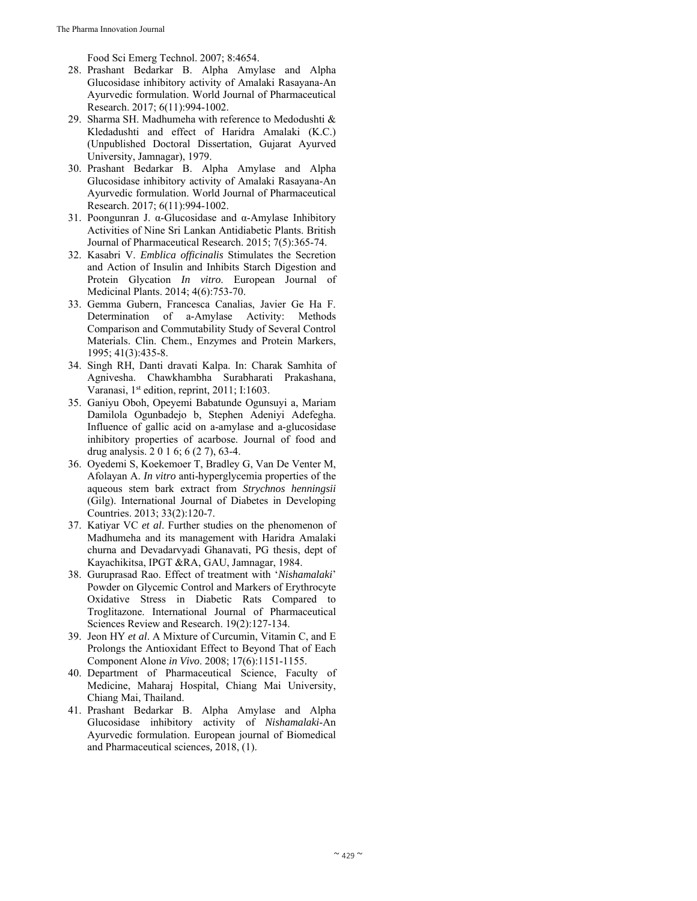Food Sci Emerg Technol. 2007; 8:4654.

28. Prashant Bedarkar B. Alpha Amylase and Alpha Glucosidase inhibitory activity of Amalaki Rasayana-An Ayurvedic formulation. World Journal of Pharmaceutical Research. 2017; 6(11):994-1002.
29. Sharma SH. Madhumeha with reference to Medodushti & Kledadushti and effect of Haridra Amalaki (K.C.) (Unpublished Doctoral Dissertation, Gujarat Ayurved University, Jamnagar), 1979.
30. Prashant Bedarkar B. Alpha Amylase and Alpha Glucosidase inhibitory activity of Amalaki Rasayana-An Ayurvedic formulation. World Journal of Pharmaceutical Research. 2017; 6(11):994-1002.
31. Poongunran J. α-Glucosidase and α-Amylase Inhibitory Activities of Nine Sri Lankan Antidiabetic Plants. British Journal of Pharmaceutical Research. 2015; 7(5):365-74.
32. Kasabri V. *Emblica officinalis* Stimulates the Secretion and Action of Insulin and Inhibits Starch Digestion and Protein Glycation *In vitro*. European Journal of Medicinal Plants. 2014; 4(6):753-70.
33. Gemma Gubern, Francesca Canalias, Javier Ge Ha F. Determination of a-Amylase Activity: Methods Comparison and Commutability Study of Several Control Materials. Clin. Chem., Enzymes and Protein Markers, 1995; 41(3):435-8.
34. Singh RH, Danti dravati Kalpa. In: Charak Samhita of Agnivesha. Chawkhambha Surabharati Prakashana, Varanasi, 1st edition, reprint, 2011; I:1603.
35. Ganiyu Oboh, Opeyemi Babatunde Ogunsuyi a, Mariam Damilola Ogunbadejo b, Stephen Adeniyi Adefegha. Influence of gallic acid on a-amylase and a-glucosidase inhibitory properties of acarbose. Journal of food and drug analysis. 2 0 1 6; 6 (2 7), 63-4.
36. Oyedemi S, Koekemoer T, Bradley G, Van De Venter M, Afolayan A. *In vitro* anti-hyperglycemia properties of the aqueous stem bark extract from *Strychnos henningsii* (Gilg). International Journal of Diabetes in Developing Countries. 2013; 33(2):120-7.
37. Katiyar VC *et al*. Further studies on the phenomenon of Madhumeha and its management with Haridra Amalaki churna and Devadarvyadi Ghanavati, PG thesis, dept of Kayachikitsa, IPGT &RA, GAU, Jamnagar, 1984.
38. Guruprasad Rao. Effect of treatment with '*Nishamalaki*' Powder on Glycemic Control and Markers of Erythrocyte Oxidative Stress in Diabetic Rats Compared to Troglitazone. International Journal of Pharmaceutical Sciences Review and Research. 19(2):127-134.
39. Jeon HY *et al*. A Mixture of Curcumin, Vitamin C, and E Prolongs the Antioxidant Effect to Beyond That of Each Component Alone *in Vivo*. 2008; 17(6):1151-1155.
40. Department of Pharmaceutical Science, Faculty of Medicine, Maharaj Hospital, Chiang Mai University, Chiang Mai, Thailand.
41. Prashant Bedarkar B. Alpha Amylase and Alpha Glucosidase inhibitory activity of *Nishamalaki*-An Ayurvedic formulation. European journal of Biomedical and Pharmaceutical sciences, 2018, (1).